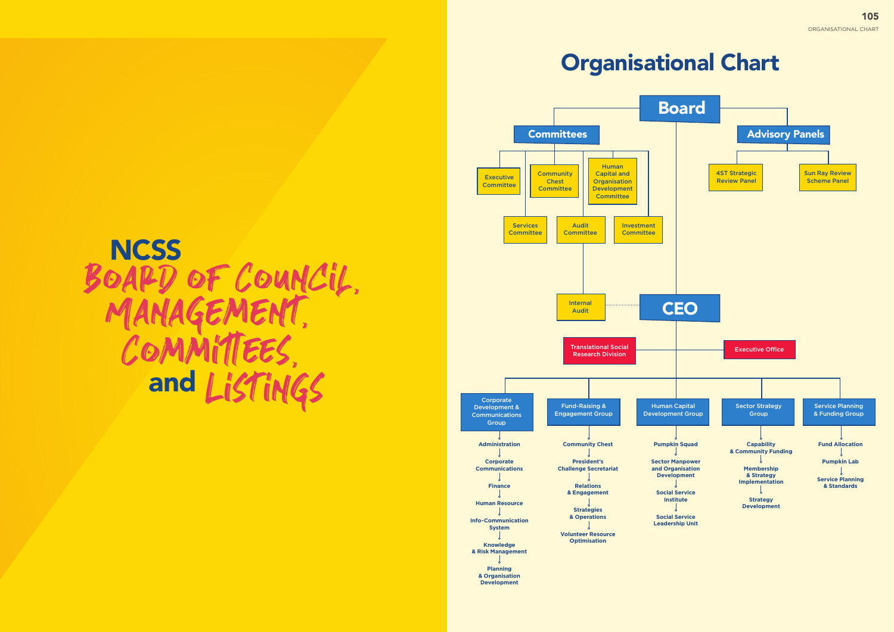# NCSS BOARD OF COUNCIL, MANAGEMENT, COMMITTEES, and LISTINGS

## Organisational Chart

**Board**

- **Committees**
  - Executive Committee
  - Community Chest Committee
  - Human Capital and Organisation Development Committee
  - Services Committee
  - Audit Committee
    - Internal Audit
  - Investment Committee
- **Advisory Panels**
  - 4ST Strategic Review Panel
  - Sun Ray Review Scheme Panel

**CEO**

- Internal Audit
- Translational Social Research Division
- Executive Office

**Corporate Development & Communications Group**
- Administration
- Corporate Communications
- Finance
- Human Resource
- Info-Communication System
- Knowledge & Risk Management
- Planning & Organisation Development

**Fund-Raising & Engagement Group**
- Community Chest
- President's Challenge Secretariat
- Relations & Engagement
- Strategies & Operations
- Volunteer Resource Optimisation

**Human Capital Development Group**
- Pumpkin Squad
- Sector Manpower and Organisation Development
- Social Service Institute
- Social Service Leadership Unit

**Sector Strategy Group**
- Capability & Community Funding
- Membership & Strategy Implementation
- Strategy Development

**Service Planning & Funding Group**
- Fund Allocation
- Pumpkin Lab
- Service Planning & Standards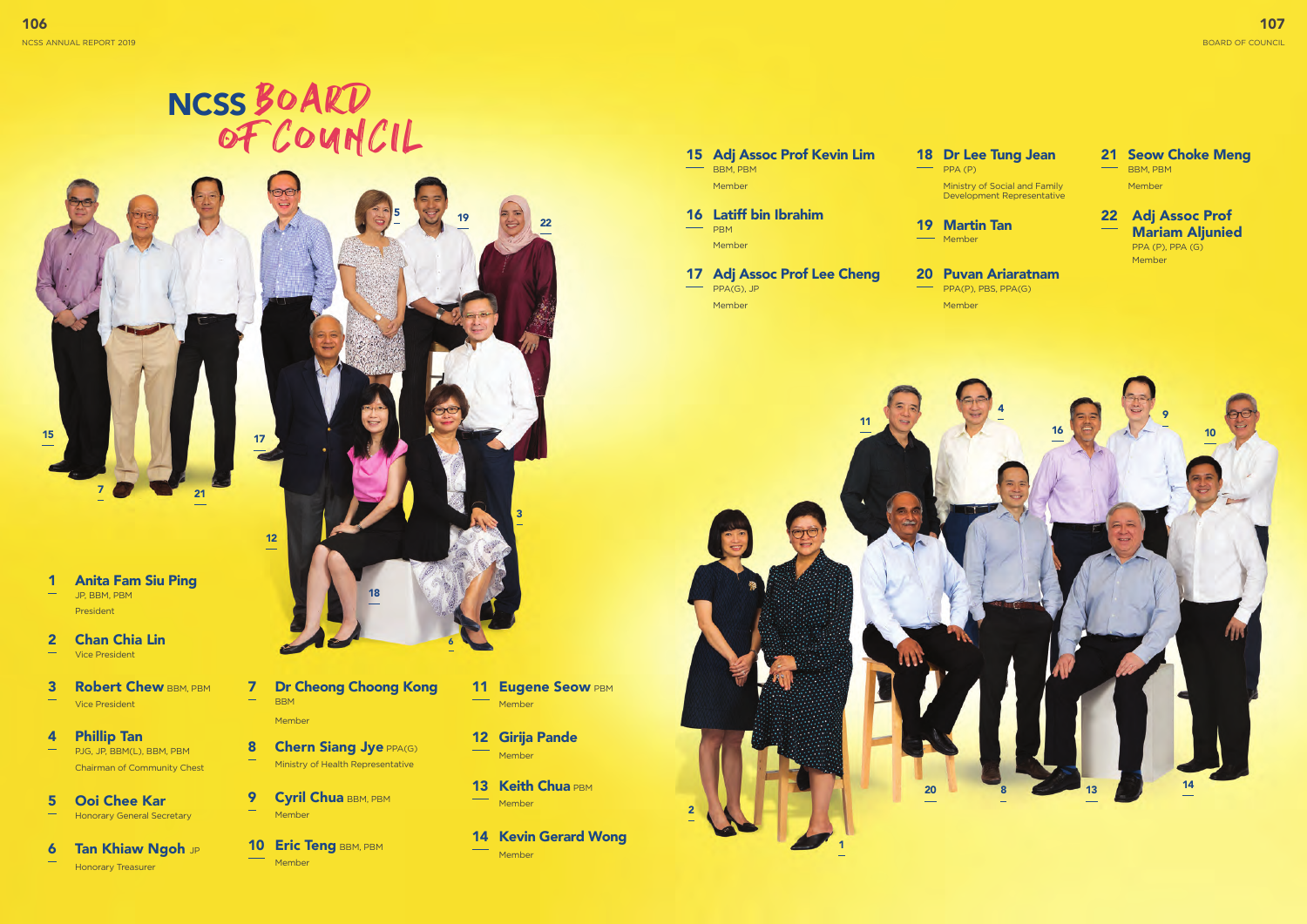# NCSS BOARD OF COUNCIL

**1 Anita Fam Siu Ping**
JP, BBM, PBM
President

**2 Chan Chia Lin**
Vice President

**3 Robert Chew** BBM, PBM
Vice President

**4 Phillip Tan**
PJG, JP, BBM(L), BBM, PBM
Chairman of Community Chest

**5 Ooi Chee Kar**
Honorary General Secretary

**6 Tan Khiaw Ngoh** JP
Honorary Treasurer

**7 Dr Cheong Choong Kong**
BBM
Member

**8 Chern Siang Jye** PPA(G)
Ministry of Health Representative

**9 Cyril Chua** BBM, PBM
Member

**10 Eric Teng** BBM, PBM
Member

**11 Eugene Seow** PBM
Member

**12 Girija Pande**
Member

**13 Keith Chua** PBM
Member

**14 Kevin Gerard Wong**
Member

**15 Adj Assoc Prof Kevin Lim**
BBM, PBM
Member

**16 Latiff bin Ibrahim**
PBM
Member

**17 Adj Assoc Prof Lee Cheng**
PPA(G), JP
Member

**18 Dr Lee Tung Jean**
PPA (P)
Ministry of Social and Family Development Representative

**19 Martin Tan**
Member

**20 Puvan Ariaratnam**
PPA(P), PBS, PPA(G)
Member

**21 Seow Choke Meng**
BBM, PBM
Member

**22 Adj Assoc Prof Mariam Aljunied**
PPA (P), PPA (G)
Member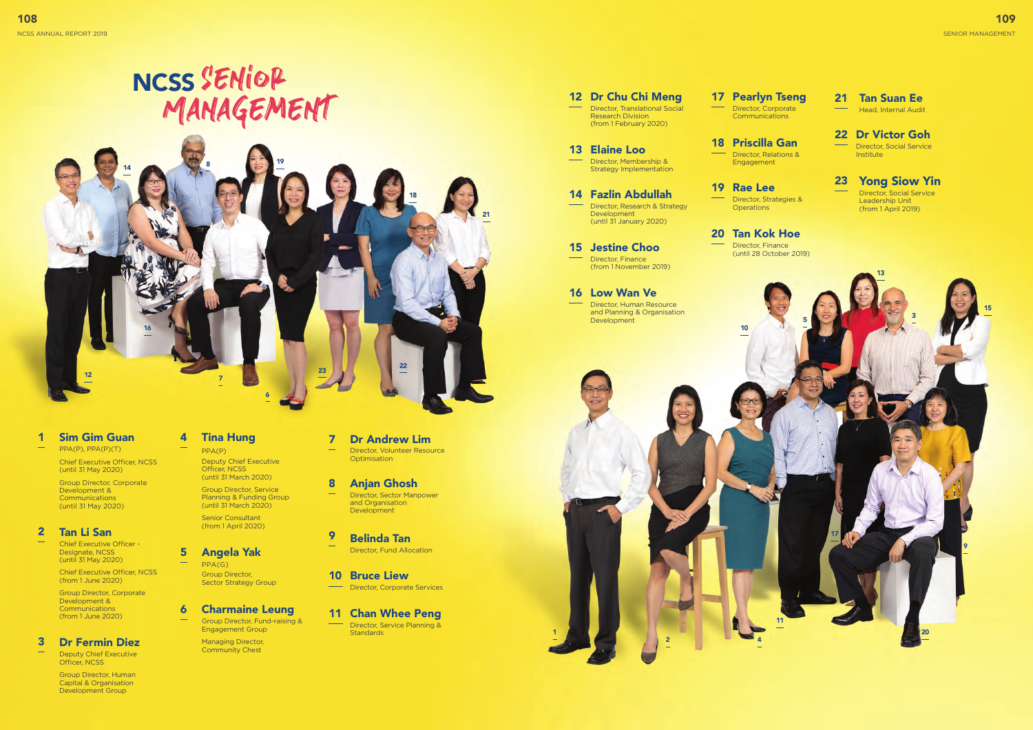# NCSS SENIOR MANAGEMENT

**1 Sim Gim Guan**
PPA(P), PPA(P)(T)
Chief Executive Officer, NCSS (until 31 May 2020)
Group Director, Corporate Development & Communications (until 31 May 2020)

**2 Tan Li San**
Chief Executive Officer - Designate, NCSS (until 31 May 2020)
Chief Executive Officer, NCSS (from 1 June 2020)
Group Director, Corporate Development & Communications (from 1 June 2020)

**3 Dr Fermin Diez**
Deputy Chief Executive Officer, NCSS
Group Director, Human Capital & Organisation Development Group

**4 Tina Hung**
PPA(P)
Deputy Chief Executive Officer, NCSS (until 31 March 2020)
Group Director, Service Planning & Funding Group (until 31 March 2020)
Senior Consultant (from 1 April 2020)

**5 Angela Yak**
PPA(G)
Group Director, Sector Strategy Group

**6 Charmaine Leung**
Group Director, Fund-raising & Engagement Group
Managing Director, Community Chest

**7 Dr Andrew Lim**
Director, Volunteer Resource Optimisation

**8 Anjan Ghosh**
Director, Sector Manpower and Organisation Development

**9 Belinda Tan**
Director, Fund Allocation

**10 Bruce Liew**
Director, Corporate Services

**11 Chan Whee Peng**
Director, Service Planning & Standards

**12 Dr Chu Chi Meng**
Director, Translational Social Research Division (from 1 February 2020)

**13 Elaine Loo**
Director, Membership & Strategy Implementation

**14 Fazlin Abdullah**
Director, Research & Strategy Development (until 31 January 2020)

**15 Jestine Choo**
Director, Finance (from 1 November 2019)

**16 Low Wan Ve**
Director, Human Resource and Planning & Organisation Development

**17 Pearlyn Tseng**
Director, Corporate Communications

**18 Priscilla Gan**
Director, Relations & Engagement

**19 Rae Lee**
Director, Strategies & Operations

**20 Tan Kok Hoe**
Director, Finance (until 28 October 2019)

**21 Tan Suan Ee**
Head, Internal Audit

**22 Dr Victor Goh**
Director, Social Service Institute

**23 Yong Siow Yin**
Director, Social Service Leadership Unit (from 1 April 2019)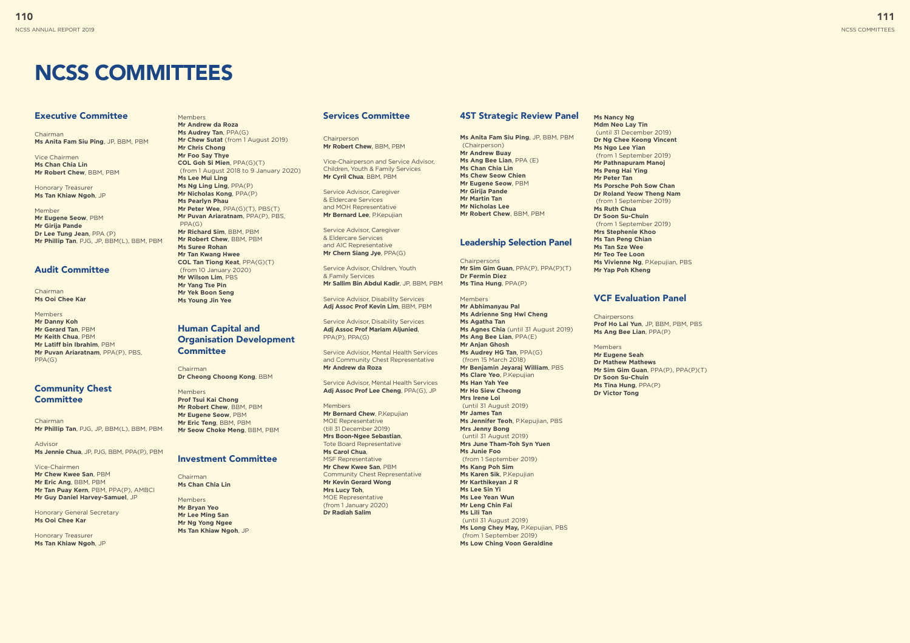# NCSS COMMITTEES

## Executive Committee

Chairman
**Ms Anita Fam Siu Ping**, JP, BBM, PBM

Vice Chairmen
**Ms Chan Chia Lin**
**Mr Robert Chew**, BBM, PBM

Honorary Treasurer
**Ms Tan Khiaw Ngoh**, JP

Member
**Mr Eugene Seow**, PBM
**Mr Girija Pande**
**Dr Lee Tung Jean**, PPA (P)
**Mr Phillip Tan**, PJG, JP, BBM(L), BBM, PBM

Members
**Mr Andrew da Roza**
**Ms Audrey Tan**, PPA(G)
**Mr Chew Sutat** (from 1 August 2019)
**Mr Chris Chong**
**Mr Foo Say Thye**
**COL Goh Si Mien**, PPA(G)(T) (from 1 August 2018 to 9 January 2020)
**Ms Lee Mui Ling**
**Ms Ng Ling Ling**, PPA(P)
**Mr Nicholas Kong**, PPA(P)
**Ms Pearlyn Phau**
**Mr Peter Wee**, PPA(G)(T), PBS(T)
**Mr Puvan Ariaratnam**, PPA(P), PBS, PPA(G)
**Mr Richard Sim**, BBM, PBM
**Mr Robert Chew**, BBM, PBM
**Ms Suree Rohan**
**Mr Tan Kwang Hwee**
**COL Tan Tiong Keat**, PPA(G)(T) (from 10 January 2020)
**Mr Wilson Lim**, PBS
**Mr Yang Tse Pin**
**Mr Yek Boon Seng**
**Ms Young Jin Yee**

## Audit Committee

Chairman
**Ms Ooi Chee Kar**

Members
**Mr Danny Koh**
**Mr Gerard Tan**, PBM
**Mr Keith Chua**, PBM
**Mr Latiff bin Ibrahim**, PBM
**Mr Puvan Ariaratnam**, PPA(P), PBS, PPA(G)

## Community Chest Committee

Chairman
**Mr Phillip Tan**, PJG, JP, BBM(L), BBM, PBM

Advisor
**Ms Jennie Chua**, JP, PJG, BBM, PPA(P), PBM

Vice-Chairmen
**Mr Chew Kwee San**, PBM
**Mr Eric Ang**, BBM, PBM
**Mr Tan Puay Kern**, PBM, PPA(P), AMBCI
**Mr Guy Daniel Harvey-Samuel**, JP

Honorary General Secretary
**Ms Ooi Chee Kar**

Honorary Treasurer
**Ms Tan Khiaw Ngoh**, JP

## Human Capital and Organisation Development Committee

Chairman
**Dr Cheong Choong Kong**, BBM

Members
**Prof Tsui Kai Chong**
**Mr Robert Chew**, BBM, PBM
**Mr Eugene Seow**, PBM
**Mr Eric Teng**, BBM, PBM
**Mr Seow Choke Meng**, BBM, PBM

## Investment Committee

Chairman
**Ms Chan Chia Lin**

Members
**Mr Bryan Yeo**
**Mr Lee Ming San**
**Mr Ng Yong Ngee**
**Ms Tan Khiaw Ngoh**, JP

## Services Committee

Chairperson
**Mr Robert Chew**, BBM, PBM

Vice-Chairperson and Service Advisor, Children, Youth & Family Services
**Mr Cyril Chua**, BBM, PBM

Service Advisor, Caregiver & Eldercare Services and MOH Representative
**Mr Bernard Lee**, P.Kepujian

Service Advisor, Caregiver & Eldercare Services and AIC Representative
**Mr Chern Siang Jye**, PPA(G)

Service Advisor, Children, Youth & Family Services
**Mr Sallim Bin Abdul Kadir**, JP, BBM, PBM

Service Advisor, Disability Services
**Adj Assoc Prof Kevin Lim**, BBM, PBM

Service Advisor, Disability Services
**Adj Assoc Prof Mariam Aljunied**, PPA(P), PPA(G)

Service Advisor, Mental Health Services and Community Chest Representative
**Mr Andrew da Roza**

Service Advisor, Mental Health Services
**Adj Assoc Prof Lee Cheng**, PPA(G), JP

Members
**Mr Bernard Chew**, P.Kepujian
MOE Representative (till 31 December 2019)
**Mrs Boon-Ngee Sebastian**,
Tote Board Representative
**Ms Carol Chua**,
MSF Representative
**Mr Chew Kwee San**, PBM
Community Chest Representative
**Mr Kevin Gerard Wong**
**Mrs Lucy Toh**,
MOE Representative (from 1 January 2020)
**Dr Radiah Salim**

## 4ST Strategic Review Panel

**Ms Anita Fam Siu Ping**, JP, BBM, PBM (Chairperson)
**Mr Andrew Buay**
**Ms Ang Bee Lian**, PPA (E)
**Ms Chan Chia Lin**
**Ms Chew Seow Chien**
**Mr Eugene Seow**, PBM
**Mr Girija Pande**
**Mr Martin Tan**
**Mr Nicholas Lee**
**Mr Robert Chew**, BBM, PBM

## Leadership Selection Panel

Chairpersons
**Mr Sim Gim Guan**, PPA(P), PPA(P)(T)
**Dr Fermin Diez**
**Ms Tina Hung**, PPA(P)

Members
**Mr Abhimanyau Pal**
**Ms Adrienne Sng Hwi Cheng**
**Ms Agatha Tan**
**Ms Agnes Chia** (until 31 August 2019)
**Ms Ang Bee Lian**, PPA(E)
**Mr Anjan Ghosh**
**Ms Audrey HG Tan**, PPA(G) (from 15 March 2018)
**Mr Benjamin Jeyaraj William**, PBS
**Ms Clare Yeo**, P.Kepujian
**Ms Han Yah Yee**
**Mr Ho Siew Cheong**
**Mrs Irene Loi** (until 31 August 2019)
**Mr James Tan**
**Ms Jennifer Teoh**, P.Kepujian, PBS
**Mrs Jenny Bong** (until 31 August 2019)
**Mrs June Tham-Toh Syn Yuen**
**Ms Junie Foo** (from 1 September 2019)
**Ms Kang Poh Sim**
**Ms Karen Sik**, P.Kepujian
**Mr Karthikeyan J R**
**Ms Lee Sin Yi**
**Ms Lee Yean Wun**
**Mr Leng Chin Fai**
**Ms Lili Tan** (until 31 August 2019)
**Ms Long Chey May,** P.Kepujian, PBS (from 1 September 2019)
**Ms Low Ching Voon Geraldine**
**Ms Nancy Ng**
**Mdm Neo Lay Tin** (until 31 December 2019)
**Dr Ng Chee Keong Vincent**
**Ms Ngo Lee Yian** (from 1 September 2019)
**Mr Pathnapuram Manoj**
**Ms Peng Hai Ying**
**Mr Peter Tan**
**Ms Porsche Poh Sow Chan**
**Dr Roland Yeow Theng Nam** (from 1 September 2019)
**Ms Ruth Chua**
**Dr Soon Su-Chuin** (from 1 September 2019)
**Mrs Stephenie Khoo**
**Ms Tan Peng Chian**
**Ms Tan Sze Wee**
**Mr Teo Tee Loon**
**Ms Vivienne Ng**, P.Kepujian, PBS
**Mr Yap Poh Kheng**

## VCF Evaluation Panel

Chairpersons
**Prof Ho Lai Yun**, JP, BBM, PBM, PBS
**Ms Ang Bee Lian**, PPA(P)

Members
**Mr Eugene Seah**
**Dr Mathew Mathews**
**Mr Sim Gim Guan**, PPA(P), PPA(P)(T)
**Dr Soon Su-Chuin**
**Ms Tina Hung**, PPA(P)
**Dr Victor Tong**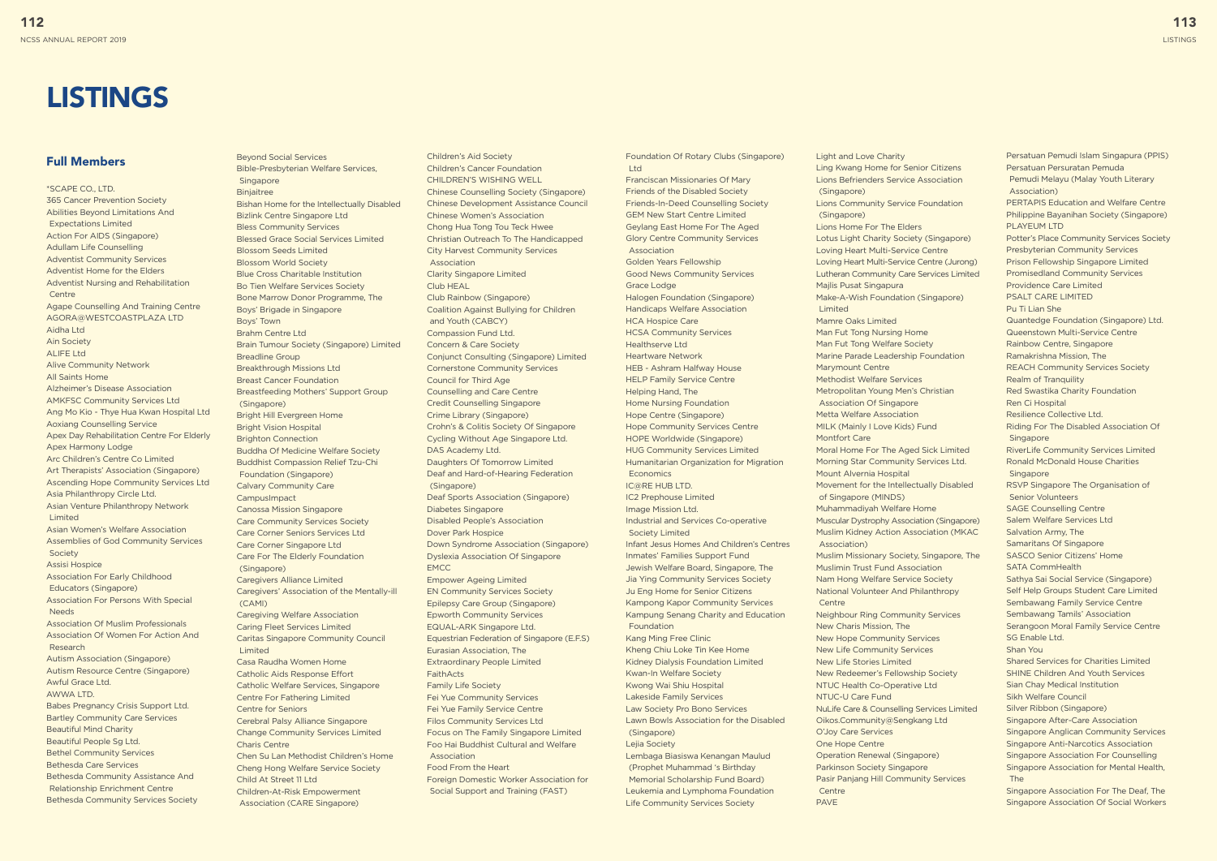# LISTINGS

## Full Members

*SCAPE CO., LTD.
365 Cancer Prevention Society
Abilities Beyond Limitations And Expectations Limited
Action For AIDS (Singapore)
Adullam Life Counselling
Adventist Community Services
Adventist Home for the Elders
Adventist Nursing and Rehabilitation Centre
Agape Counselling And Training Centre
AGORA@WESTCOASTPLAZA LTD
Aidha Ltd
Ain Society
ALIFE Ltd
Alive Community Network
All Saints Home
Alzheimer's Disease Association
AMKFSC Community Services Ltd
Ang Mo Kio - Thye Hua Kwan Hospital Ltd
Aoxiang Counselling Service
Apex Day Rehabilitation Centre For Elderly
Apex Harmony Lodge
Arc Children's Centre Co Limited
Art Therapists' Association (Singapore)
Ascending Hope Community Services Ltd
Asia Philanthropy Circle Ltd.
Asian Venture Philanthropy Network Limited
Asian Women's Welfare Association
Assemblies of God Community Services Society
Assisi Hospice
Association For Early Childhood Educators (Singapore)
Association For Persons With Special Needs
Association Of Muslim Professionals
Association Of Women For Action And Research
Autism Association (Singapore)
Autism Resource Centre (Singapore)
Awful Grace Ltd.
AWWA LTD.
Babes Pregnancy Crisis Support Ltd.
Bartley Community Care Services
Beautiful Mind Charity
Beautiful People Sg Ltd.
Bethel Community Services
Bethesda Care Services
Bethesda Community Assistance And Relationship Enrichment Centre
Bethesda Community Services Society
Beyond Social Services
Bible-Presbyterian Welfare Services, Singapore
Binjaitree
Bishan Home for the Intellectually Disabled
Bizlink Centre Singapore Ltd
Bless Community Services
Blessed Grace Social Services Limited
Blossom Seeds Limited
Blossom World Society
Blue Cross Charitable Institution
Bo Tien Welfare Services Society
Bone Marrow Donor Programme, The
Boys' Brigade in Singapore
Boys' Town
Brahm Centre Ltd
Brain Tumour Society (Singapore) Limited
Breadline Group
Breakthrough Missions Ltd
Breast Cancer Foundation
Breastfeeding Mothers' Support Group (Singapore)
Bright Hill Evergreen Home
Bright Vision Hospital
Brighton Connection
Buddha Of Medicine Welfare Society
Buddhist Compassion Relief Tzu-Chi Foundation (Singapore)
Calvary Community Care
CampusImpact
Canossa Mission Singapore
Care Community Services Society
Care Corner Seniors Services Ltd
Care Corner Singapore Ltd
Care For The Elderly Foundation (Singapore)
Caregivers Alliance Limited
Caregivers' Association of the Mentally-ill (CAMI)
Caregiving Welfare Association
Caring Fleet Services Limited
Caritas Singapore Community Council Limited
Casa Raudha Women Home
Catholic Aids Response Effort
Catholic Welfare Services, Singapore
Centre For Fathering Limited
Centre for Seniors
Cerebral Palsy Alliance Singapore
Change Community Services Limited
Charis Centre
Chen Su Lan Methodist Children's Home
Cheng Hong Welfare Service Society
Child At Street 11 Ltd
Children-At-Risk Empowerment Association (CARE Singapore)
Children's Aid Society
Children's Cancer Foundation
CHILDREN'S WISHING WELL
Chinese Counselling Society (Singapore)
Chinese Development Assistance Council
Chinese Women's Association
Chong Hua Tong Tou Teck Hwee
Christian Outreach To The Handicapped
City Harvest Community Services Association
Clarity Singapore Limited
Club HEAL
Club Rainbow (Singapore)
Coalition Against Bullying for Children and Youth (CABCY)
Compassion Fund Ltd.
Concern & Care Society
Conjunct Consulting (Singapore) Limited
Cornerstone Community Services
Council for Third Age
Counselling and Care Centre
Credit Counselling Singapore
Crime Library (Singapore)
Crohn's & Colitis Society Of Singapore
Cycling Without Age Singapore Ltd.
DAS Academy Ltd.
Daughters Of Tomorrow Limited
Deaf and Hard-of-Hearing Federation (Singapore)
Deaf Sports Association (Singapore)
Diabetes Singapore
Disabled People's Association
Dover Park Hospice
Down Syndrome Association (Singapore)
Dyslexia Association Of Singapore
EMCC
Empower Ageing Limited
EN Community Services Society
Epilepsy Care Group (Singapore)
Epworth Community Services
EQUAL-ARK Singapore Ltd.
Equestrian Federation of Singapore (E.F.S)
Eurasian Association, The
Extraordinary People Limited
FaithActs
Family Life Society
Fei Yue Community Services
Fei Yue Family Service Centre
Filos Community Services Ltd
Focus on The Family Singapore Limited
Foo Hai Buddhist Cultural and Welfare Association
Food From the Heart
Foreign Domestic Worker Association for Social Support and Training (FAST)
Foundation Of Rotary Clubs (Singapore) Ltd
Franciscan Missionaries Of Mary
Friends of the Disabled Society
Friends-In-Deed Counselling Society
GEM New Start Centre Limited
Geylang East Home For The Aged
Glory Centre Community Services Association
Golden Years Fellowship
Good News Community Services
Grace Lodge
Halogen Foundation (Singapore)
Handicaps Welfare Association
HCA Hospice Care
HCSA Community Services
Healthserve Ltd
Heartware Network
HEB - Ashram Halfway House
HELP Family Service Centre
Helping Hand, The
Home Nursing Foundation
Hope Centre (Singapore)
Hope Community Services Centre
HOPE Worldwide (Singapore)
HUG Community Services Limited
Humanitarian Organization for Migration Economics
IC@RE HUB LTD.
IC2 Prephouse Limited
Image Mission Ltd.
Industrial and Services Co-operative Society Limited
Infant Jesus Homes And Children's Centres
Inmates' Families Support Fund
Jewish Welfare Board, Singapore, The
Jia Ying Community Services Society
Ju Eng Home for Senior Citizens
Kampong Kapor Community Services
Kampung Senang Charity and Education Foundation
Kang Ming Free Clinic
Kheng Chiu Loke Tin Kee Home
Kidney Dialysis Foundation Limited
Kwan-In Welfare Society
Kwong Wai Shiu Hospital
Lakeside Family Services
Law Society Pro Bono Services
Lawn Bowls Association for the Disabled (Singapore)
Lejia Society
Lembaga Biasiswa Kenangan Maulud (Prophet Muhammad 's Birthday Memorial Scholarship Fund Board)
Leukemia and Lymphoma Foundation
Life Community Services Society
Light and Love Charity
Ling Kwang Home for Senior Citizens
Lions Befrienders Service Association (Singapore)
Lions Community Service Foundation (Singapore)
Lions Home For The Elders
Lotus Light Charity Society (Singapore)
Loving Heart Multi-Service Centre
Loving Heart Multi-Service Centre (Jurong)
Lutheran Community Care Services Limited
Majlis Pusat Singapura
Make-A-Wish Foundation (Singapore) Limited
Mamre Oaks Limited
Man Fut Tong Nursing Home
Man Fut Tong Welfare Society
Marine Parade Leadership Foundation
Marymount Centre
Methodist Welfare Services
Metropolitan Young Men's Christian Association Of Singapore
Metta Welfare Association
MILK (Mainly I Love Kids) Fund
Montfort Care
Moral Home For The Aged Sick Limited
Morning Star Community Services Ltd.
Mount Alvernia Hospital
Movement for the Intellectually Disabled of Singapore (MINDS)
Muhammadiyah Welfare Home
Muscular Dystrophy Association (Singapore)
Muslim Kidney Action Association (MKAC Association)
Muslim Missionary Society, Singapore, The
Muslimin Trust Fund Association
Nam Hong Welfare Service Society
National Volunteer And Philanthropy Centre
Neighbour Ring Community Services
New Charis Mission, The
New Hope Community Services
New Life Community Services
New Life Stories Limited
New Redeemer's Fellowship Society
NTUC Health Co-Operative Ltd
NTUC-U Care Fund
NuLife Care & Counselling Services Limited
Oikos.Community@Sengkang Ltd
O'Joy Care Services
One Hope Centre
Operation Renewal (Singapore)
Parkinson Society Singapore
Pasir Panjang Hill Community Services Centre
PAVE
Persatuan Pemudi Islam Singapura (PPIS)
Persatuan Persuratan Pemuda Pemudi Melayu (Malay Youth Literary Association)
PERTAPIS Education and Welfare Centre
Philippine Bayanihan Society (Singapore)
PLAYEUM LTD
Potter's Place Community Services Society
Presbyterian Community Services
Prison Fellowship Singapore Limited
Promisedland Community Services
Providence Care Limited
PSALT CARE LIMITED
Pu Ti Lian She
Quantedge Foundation (Singapore) Ltd.
Queenstown Multi-Service Centre
Rainbow Centre, Singapore
Ramakrishna Mission, The
REACH Community Services Society
Realm of Tranquility
Red Swastika Charity Foundation
Ren Ci Hospital
Resilience Collective Ltd.
Riding For The Disabled Association Of Singapore
RiverLife Community Services Limited
Ronald McDonald House Charities Singapore
RSVP Singapore The Organisation of Senior Volunteers
SAGE Counselling Centre
Salem Welfare Services Ltd
Salvation Army, The
Samaritans Of Singapore
SASCO Senior Citizens' Home
SATA CommHealth
Sathya Sai Social Service (Singapore)
Self Help Groups Student Care Limited
Sembawang Family Service Centre
Sembawang Tamils' Association
Serangoon Moral Family Service Centre
SG Enable Ltd.
Shan You
Shared Services for Charities Limited
SHINE Children And Youth Services
Sian Chay Medical Institution
Sikh Welfare Council
Silver Ribbon (Singapore)
Singapore After-Care Association
Singapore Anglican Community Services
Singapore Anti-Narcotics Association
Singapore Association For Counselling
Singapore Association for Mental Health, The
Singapore Association For The Deaf, The
Singapore Association Of Social Workers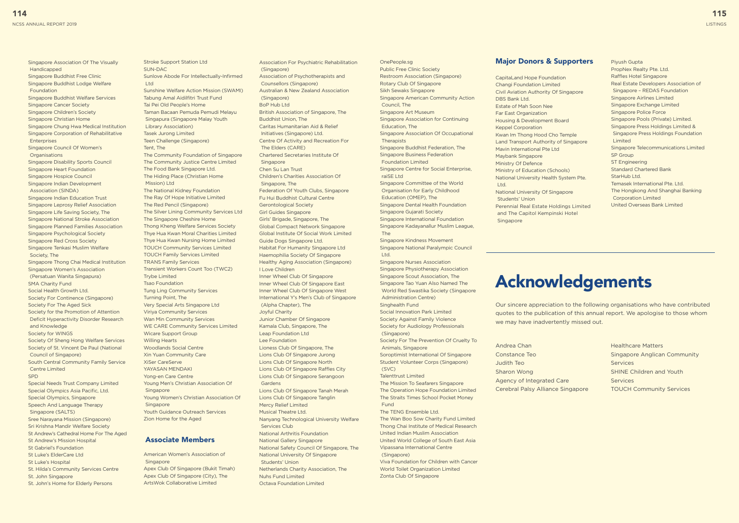Singapore Association Of The Visually Handicapped
Singapore Buddhist Free Clinic
Singapore Buddhist Lodge Welfare Foundation
Singapore Buddhist Welfare Services
Singapore Cancer Society
Singapore Children's Society
Singapore Christian Home
Singapore Chung Hwa Medical Institution
Singapore Corporation of Rehabilitative Enterprises
Singapore Council Of Women's Organisations
Singapore Disability Sports Council
Singapore Heart Foundation
Singapore Hospice Council
Singapore Indian Development Association (SINDA)
Singapore Indian Education Trust
Singapore Leprosy Relief Association
Singapore Life Saving Society, The
Singapore National Stroke Association
Singapore Planned Families Association
Singapore Psychological Society
Singapore Red Cross Society
Singapore Tenkasi Muslim Welfare Society, The
Singapore Thong Chai Medical Institution
Singapore Women's Association (Persatuan Wanita Singapura)
SMA Charity Fund
Social Health Growth Ltd.
Society For Continence (Singapore)
Society For The Aged Sick
Society for the Promotion of Attention Deficit Hyperactivity Disorder Research and Knowledge
Society for WINGS
Society Of Sheng Hong Welfare Services
Society of St. Vincent De Paul (National Council of Singapore)
South Central Community Family Service Centre Limited
SPD
Special Needs Trust Company Limited
Special Olympics Asia Pacific, Ltd.
Special Olympics, Singapore
Speech And Language Therapy Singapore (SALTS)
Sree Narayana Mission (Singapore)
Sri Krishna Mandir Welfare Society
St Andrew's Cathedral Home For The Aged
St Andrew's Mission Hospital
St Gabriel's Foundation
St Luke's ElderCare Ltd
St Luke's Hospital
St. Hilda's Community Services Centre
St. John Singapore
St. John's Home for Elderly Persons
Stroke Support Station Ltd
SUN-DAC
Sunlove Abode For Intellectually-Infirmed Ltd
Sunshine Welfare Action Mission (SWAMI)
Tabung Amal Aidilfitri Trust Fund
Tai Pei Old People's Home
Taman Bacaan Pemuda Pemudi Melayu Singapura (Singapore Malay Youth Library Association)
Tasek Jurong Limited
Teen Challenge (Singapore)
Tent, The
The Community Foundation of Singapore
The Community Justice Centre Limited
The Food Bank Singapore Ltd.
The Hiding Place (Christian Home Mission) Ltd
The National Kidney Foundation
The Ray Of Hope Initiative Limited
The Red Pencil (Singapore)
The Silver Lining Community Services Ltd
The Singapore Cheshire Home
Thong Kheng Welfare Services Society
Thye Hua Kwan Moral Charities Limited
Thye Hua Kwan Nursing Home Limited
TOUCH Community Services Limited
TOUCH Family Services Limited
TRANS Family Services
Transient Workers Count Too (TWC2)
Trybe Limited
Tsao Foundation
Tung Ling Community Services
Turning Point, The
Very Special Arts Singapore Ltd
Viriya Community Services
Wan Min Community Services
WE CARE Community Services Limited
Wicare Support Group
Willing Hearts
Woodlands Social Centre
Xin Yuan Community Care
XiSer CareServe
YAYASAN MENDAKI
Yong-en Care Centre
Young Men's Christian Association Of Singapore
Young Women's Christian Association Of Singapore
Youth Guidance Outreach Services
Zion Home for the Aged

## Associate Members

American Women's Association of Singapore
Apex Club Of Singapore (Bukit Timah)
Apex Club Of Singapore (City), The
ArtsWok Collaborative Limited
Association For Psychiatric Rehabilitation (Singapore)
Association of Psychotherapists and Counsellors (Singapore)
Australian & New Zealand Association (Singapore)
BoP Hub Ltd
British Association of Singapore, The
Buddhist Union, The
Caritas Humanitarian Aid & Relief Initiatives (Singapore) Ltd.
Centre Of Activity and Recreation For The Elders (CARE)
Chartered Secretaries Institute Of Singapore
Chen Su Lan Trust
Children's Charities Association Of Singapore, The
Federation Of Youth Clubs, Singapore
Fu Hui Buddhist Cultural Centre
Gerontological Society
Girl Guides Singapore
Girls' Brigade, Singapore, The
Global Compact Network Singapore
Global Institute Of Social Work Limited
Guide Dogs Singapore Ltd.
Habitat For Humanity Singapore Ltd
Haemophilia Society Of Singapore
Healthy Aging Association (Singapore)
I Love Children
Inner Wheel Club Of Singapore
Inner Wheel Club Of Singapore East
Inner Wheel Club Of Singapore West
International Y's Men's Club of Singapore (Alpha Chapter), The
Joyful Charity
Junior Chamber Of Singapore
Kamala Club, Singapore, The
Leap Foundation Ltd
Lee Foundation
Lioness Club Of Singapore, The
Lions Club Of Singapore Jurong
Lions Club Of Singapore North
Lions Club Of Singapore Raffles City
Lions Club Of Singapore Serangoon Gardens
Lions Club Of Singapore Tanah Merah
Lions Club Of Singapore Tanglin
Mercy Relief Limited
Musical Theatre Ltd.
Nanyang Technological University Welfare Services Club
National Arthritis Foundation
National Gallery Singapore
National Safety Council Of Singapore, The
National University Of Singapore Students' Union
Netherlands Charity Association, The
Nuhs Fund Limited
Octava Foundation Limited
OnePeople.sg
Public Free Clinic Society
Restroom Association (Singapore)
Rotary Club Of Singapore
Sikh Sewaks Singapore
Singapore American Community Action Council, The
Singapore Art Museum
Singapore Association for Continuing Education, The
Singapore Association Of Occupational Therapists
Singapore Buddhist Federation, The
Singapore Business Federation Foundation Limited
Singapore Centre for Social Enterprise, raiSE Ltd
Singapore Committee of the World Organisation for Early Childhood Education (OMEP), The
Singapore Dental Health Foundation
Singapore Gujarati Society
Singapore International Foundation
Singapore Kadayanallur Muslim League, The
Singapore Kindness Movement
Singapore National Paralympic Council Ltd.
Singapore Nurses Association
Singapore Physiotherapy Association
Singapore Scout Association, The
Singapore Tao Yuan Also Named The World Red Swastika Society (Singapore Administration Centre)
Singhealth Fund
Social Innovation Park Limited
Society Against Family Violence
Society for Audiology Professionals (Singapore)
Society For The Prevention Of Cruelty To Animals, Singapore
Soroptimist International Of Singapore
Student Volunteer Corps (Singapore) (SVC)
Talenttrust Limited
The Mission To Seafarers Singapore
The Operation Hope Foundation Limited
The Straits Times School Pocket Money Fund
The TENG Ensemble Ltd.
The Wan Boo Sow Charity Fund Limited
Thong Chai Institute of Medical Research
United Indian Muslim Association
United World College of South East Asia (Singapore)
Vipassana International Centre
Viva Foundation for Children with Cancer
World Toilet Organization Limited
Zonta Club Of Singapore

## Major Donors & Supporters

CapitaLand Hope Foundation
Changi Foundation Limited
Civil Aviation Authority Of Singapore
DBS Bank Ltd.
Estate of Mah Soon Nee
Far East Organization
Housing & Development Board
Keppel Corporation
Kwan Im Thong Hood Cho Temple
Land Transport Authority of Singapore
Mavin International Pte Ltd
Maybank Singapore
Ministry Of Defence
Ministry of Education (Schools)
National University Health System Pte. Ltd.
National University Of Singapore Students' Union
Perennial Real Estate Holdings Limited and The Capitol Kempinski Hotel Singapore
Piyush Gupta
PropNex Realty Pte. Ltd.
Raffles Hotel Singapore
Real Estate Developers Association of Singapore – REDAS Foundation
Singapore Airlines Limited
Singapore Exchange Limited
Singapore Police Force
Singapore Pools (Private) Limited.
Singapore Press Holdings Limited & Singapore Press Holdings Foundation Limited
Singapore Telecommunications Limited
SP Group
ST Engineering
Standard Chartered Bank
StarHub Ltd.
Temasek International Pte. Ltd.
The Hongkong And Shanghai Banking Corporation Limited
United Overseas Bank Limited

# Acknowledgements

Our sincere appreciation to the following organisations who have contributed quotes to the publication of this annual report. We apologise to those whom we may have inadvertently missed out.

Andrea Chan
Constance Teo
Judith Teo
Sharon Wong
Agency of Integrated Care
Cerebral Palsy Alliance Singapore
Healthcare Matters
Singapore Anglican Community Services
SHINE Children and Youth Services
TOUCH Community Services